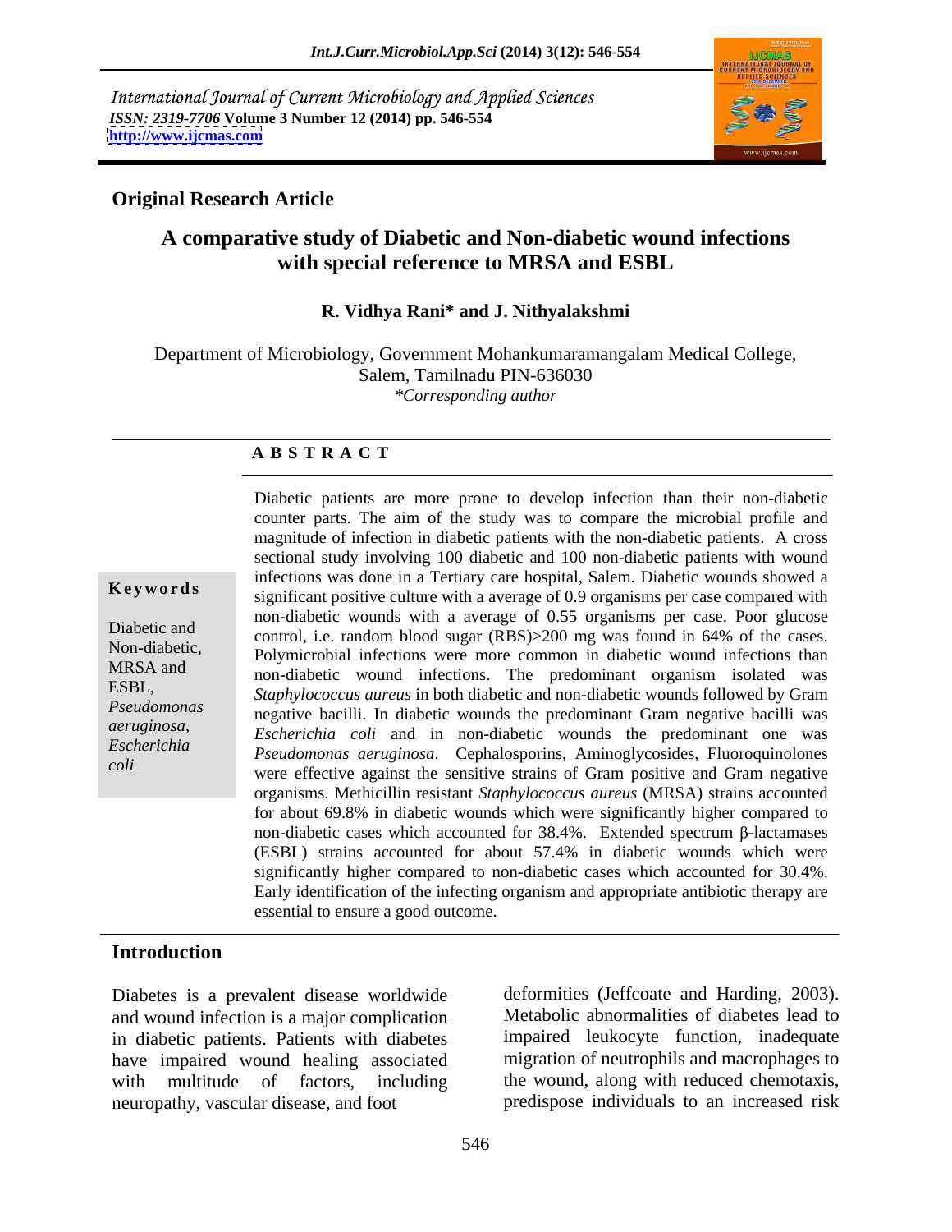International Journal of Current Microbiology and Applied Sciences
*ISSN: 2319-7706* **Volume 3 Number 12 (2014) pp. 546-554**
**http://www.ijcmas.com**

**Original Research Article**

# A comparative study of Diabetic and Non-diabetic wound infections with special reference to MRSA and ESBL

**R. Vidhya Rani\* and J. Nithyalakshmi**

Department of Microbiology, Government Mohankumaramangalam Medical College, Salem, Tamilnadu PIN-636030
*\*Corresponding author*

## A B S T R A C T

**Keywords**

Diabetic and Non-diabetic, MRSA and ESBL, *Pseudomonas aeruginosa*, *Escherichia coli*

Diabetic patients are more prone to develop infection than their non-diabetic counter parts. The aim of the study was to compare the microbial profile and magnitude of infection in diabetic patients with the non-diabetic patients. A cross sectional study involving 100 diabetic and 100 non-diabetic patients with wound infections was done in a Tertiary care hospital, Salem. Diabetic wounds showed a significant positive culture with a average of 0.9 organisms per case compared with non-diabetic wounds with a average of 0.55 organisms per case. Poor glucose control, i.e. random blood sugar (RBS)>200 mg was found in 64% of the cases. Polymicrobial infections were more common in diabetic wound infections than non-diabetic wound infections. The predominant organism isolated was *Staphylococcus aureus* in both diabetic and non-diabetic wounds followed by Gram negative bacilli. In diabetic wounds the predominant Gram negative bacilli was *Escherichia coli* and in non-diabetic wounds the predominant one was *Pseudomonas aeruginosa*. Cephalosporins, Aminoglycosides, Fluoroquinolones were effective against the sensitive strains of Gram positive and Gram negative organisms. Methicillin resistant *Staphylococcus aureus* (MRSA) strains accounted for about 69.8% in diabetic wounds which were significantly higher compared to non-diabetic cases which accounted for 38.4%. Extended spectrum β-lactamases (ESBL) strains accounted for about 57.4% in diabetic wounds which were significantly higher compared to non-diabetic cases which accounted for 30.4%. Early identification of the infecting organism and appropriate antibiotic therapy are essential to ensure a good outcome.

## Introduction

Diabetes is a prevalent disease worldwide and wound infection is a major complication in diabetic patients. Patients with diabetes have impaired wound healing associated with multitude of factors, including neuropathy, vascular disease, and foot deformities (Jeffcoate and Harding, 2003). Metabolic abnormalities of diabetes lead to impaired leukocyte function, inadequate migration of neutrophils and macrophages to the wound, along with reduced chemotaxis, predispose individuals to an increased risk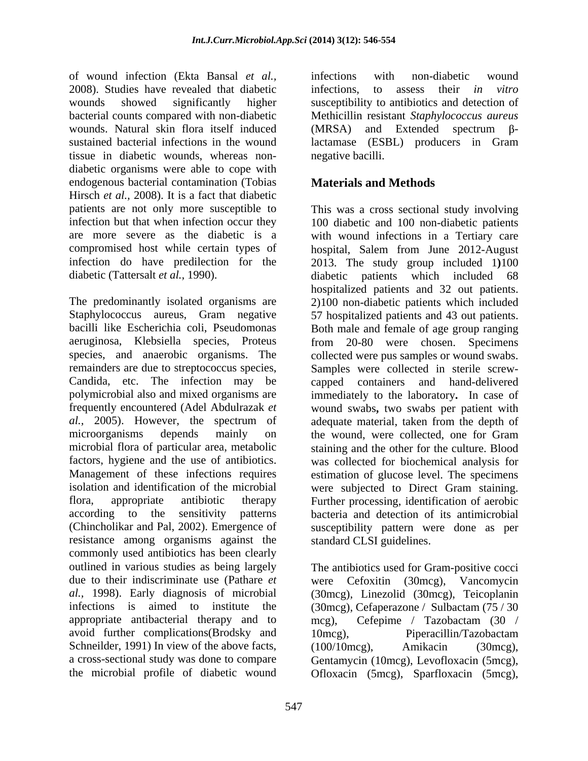of wound infection (Ekta Bansal *et al.,* 2008). Studies have revealed that diabetic wounds showed significantly higher bacterial counts compared with non-diabetic wounds. Natural skin flora itself induced sustained bacterial infections in the wound tissue in diabetic wounds, whereas non-diabetic organisms were able to cope with endogenous bacterial contamination (Tobias Hirsch *et al.,* 2008). It is a fact that diabetic patients are not only more susceptible to infection but that when infection occur they are more severe as the diabetic is a compromised host while certain types of infection do have predilection for the diabetic (Tattersalt *et al.,* 1990).

The predominantly isolated organisms are Staphylococcus aureus, Gram negative bacilli like Escherichia coli, Pseudomonas aeruginosa, Klebsiella species, Proteus species, and anaerobic organisms. The remainders are due to streptococcus species, Candida, etc. The infection may be polymicrobial also and mixed organisms are frequently encountered (Adel Abdulrazak *et al.,* 2005). However, the spectrum of microorganisms depends mainly on microbial flora of particular area, metabolic factors, hygiene and the use of antibiotics. Management of these infections requires isolation and identification of the microbial flora, appropriate antibiotic therapy according to the sensitivity patterns (Chincholikar and Pal, 2002). Emergence of resistance among organisms against the commonly used antibiotics has been clearly outlined in various studies as being largely due to their indiscriminate use (Pathare *et al.,* 1998). Early diagnosis of microbial infections is aimed to institute the appropriate antibacterial therapy and to avoid further complications(Brodsky and Schneilder, 1991) In view of the above facts, a cross-sectional study was done to compare the microbial profile of diabetic wound infections with non-diabetic wound infections, to assess their *in vitro* susceptibility to antibiotics and detection of Methicillin resistant *Staphylococcus aureus* (MRSA) and Extended spectrum β-lactamase (ESBL) producers in Gram negative bacilli.

## Materials and Methods

This was a cross sectional study involving 100 diabetic and 100 non-diabetic patients with wound infections in a Tertiary care hospital, Salem from June 2012-August 2013. The study group included 1**)**100 diabetic patients which included 68 hospitalized patients and 32 out patients. 2)100 non-diabetic patients which included 57 hospitalized patients and 43 out patients. Both male and female of age group ranging from 20-80 were chosen. Specimens collected were pus samples or wound swabs. Samples were collected in sterile screw-capped containers and hand-delivered immediately to the laboratory**.** In case of wound swabs**,** two swabs per patient with adequate material, taken from the depth of the wound, were collected, one for Gram staining and the other for the culture. Blood was collected for biochemical analysis for estimation of glucose level. The specimens were subjected to Direct Gram staining. Further processing, identification of aerobic bacteria and detection of its antimicrobial susceptibility pattern were done as per standard CLSI guidelines.

The antibiotics used for Gram-positive cocci were Cefoxitin (30mcg), Vancomycin (30mcg), Linezolid (30mcg), Teicoplanin (30mcg), Cefaperazone / Sulbactam (75 / 30 mcg), Cefepime / Tazobactam (30 / 10mcg), Piperacillin/Tazobactam (100/10mcg), Amikacin (30mcg), Gentamycin (10mcg), Levofloxacin (5mcg), Ofloxacin (5mcg), Sparfloxacin (5mcg),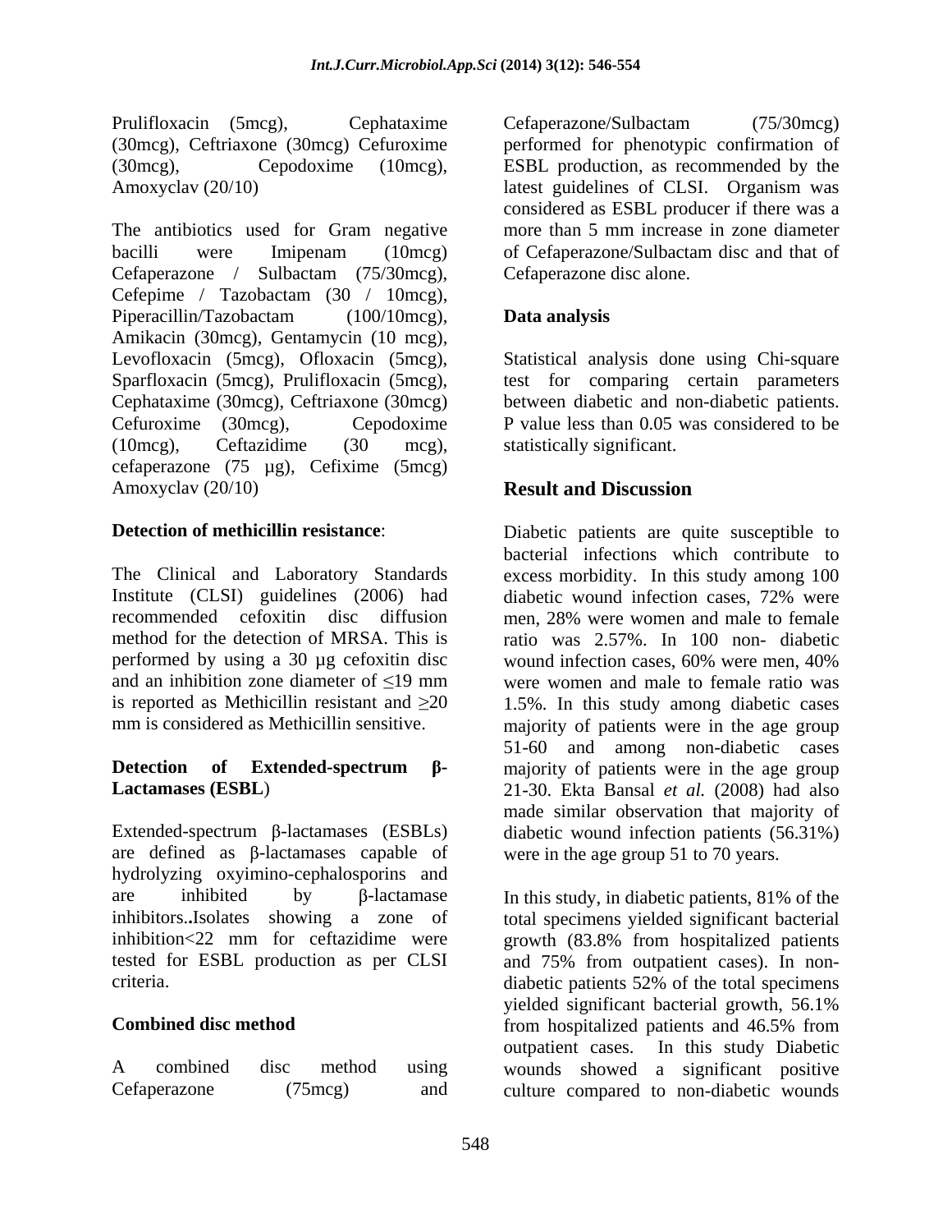Prulifloxacin (5mcg), Cephataxime (30mcg), Ceftriaxone (30mcg) Cefuroxime (30mcg), Cepodoxime (10mcg), Amoxyclav (20/10)

The antibiotics used for Gram negative bacilli were Imipenam (10mcg) Cefaperazone / Sulbactam (75/30mcg), Cefepime / Tazobactam (30 / 10mcg), Piperacillin/Tazobactam (100/10mcg), Amikacin (30mcg), Gentamycin (10 mcg), Levofloxacin (5mcg), Ofloxacin (5mcg), Sparfloxacin (5mcg), Prulifloxacin (5mcg), Cephataxime (30mcg), Ceftriaxone (30mcg) Cefuroxime (30mcg), Cepodoxime (10mcg), Ceftazidime (30 mcg), cefaperazone (75 µg), Cefixime (5mcg) Amoxyclav (20/10)

**Detection of methicillin resistance**:

The Clinical and Laboratory Standards Institute (CLSI) guidelines (2006) had recommended cefoxitin disc diffusion method for the detection of MRSA. This is performed by using a 30 µg cefoxitin disc and an inhibition zone diameter of $\leq$19 mm is reported as Methicillin resistant and $\geq$20 mm is considered as Methicillin sensitive.

**Detection of Extended-spectrum β-Lactamases (ESBL)**

Extended-spectrum β-lactamases (ESBLs) are defined as β-lactamases capable of hydrolyzing oxyimino-cephalosporins and are inhibited by β-lactamase inhibitors**.**Isolates showing a zone of inhibition<22 mm for ceftazidime were tested for ESBL production as per CLSI criteria.

**Combined disc method**

A combined disc method using Cefaperazone (75mcg) and Cefaperazone/Sulbactam (75/30mcg) performed for phenotypic confirmation of ESBL production, as recommended by the latest guidelines of CLSI. Organism was considered as ESBL producer if there was a more than 5 mm increase in zone diameter of Cefaperazone/Sulbactam disc and that of Cefaperazone disc alone.

**Data analysis**

Statistical analysis done using Chi-square test for comparing certain parameters between diabetic and non-diabetic patients. P value less than 0.05 was considered to be statistically significant.

## Result and Discussion

Diabetic patients are quite susceptible to bacterial infections which contribute to excess morbidity. In this study among 100 diabetic wound infection cases, 72% were men, 28% were women and male to female ratio was 2.57%. In 100 non- diabetic wound infection cases, 60% were men, 40% were women and male to female ratio was 1.5%. In this study among diabetic cases majority of patients were in the age group 51-60 and among non-diabetic cases majority of patients were in the age group 21-30. Ekta Bansal *et al.* (2008) had also made similar observation that majority of diabetic wound infection patients (56.31%) were in the age group 51 to 70 years.

In this study, in diabetic patients, 81% of the total specimens yielded significant bacterial growth (83.8% from hospitalized patients and 75% from outpatient cases). In non-diabetic patients 52% of the total specimens yielded significant bacterial growth, 56.1% from hospitalized patients and 46.5% from outpatient cases. In this study Diabetic wounds showed a significant positive culture compared to non-diabetic wounds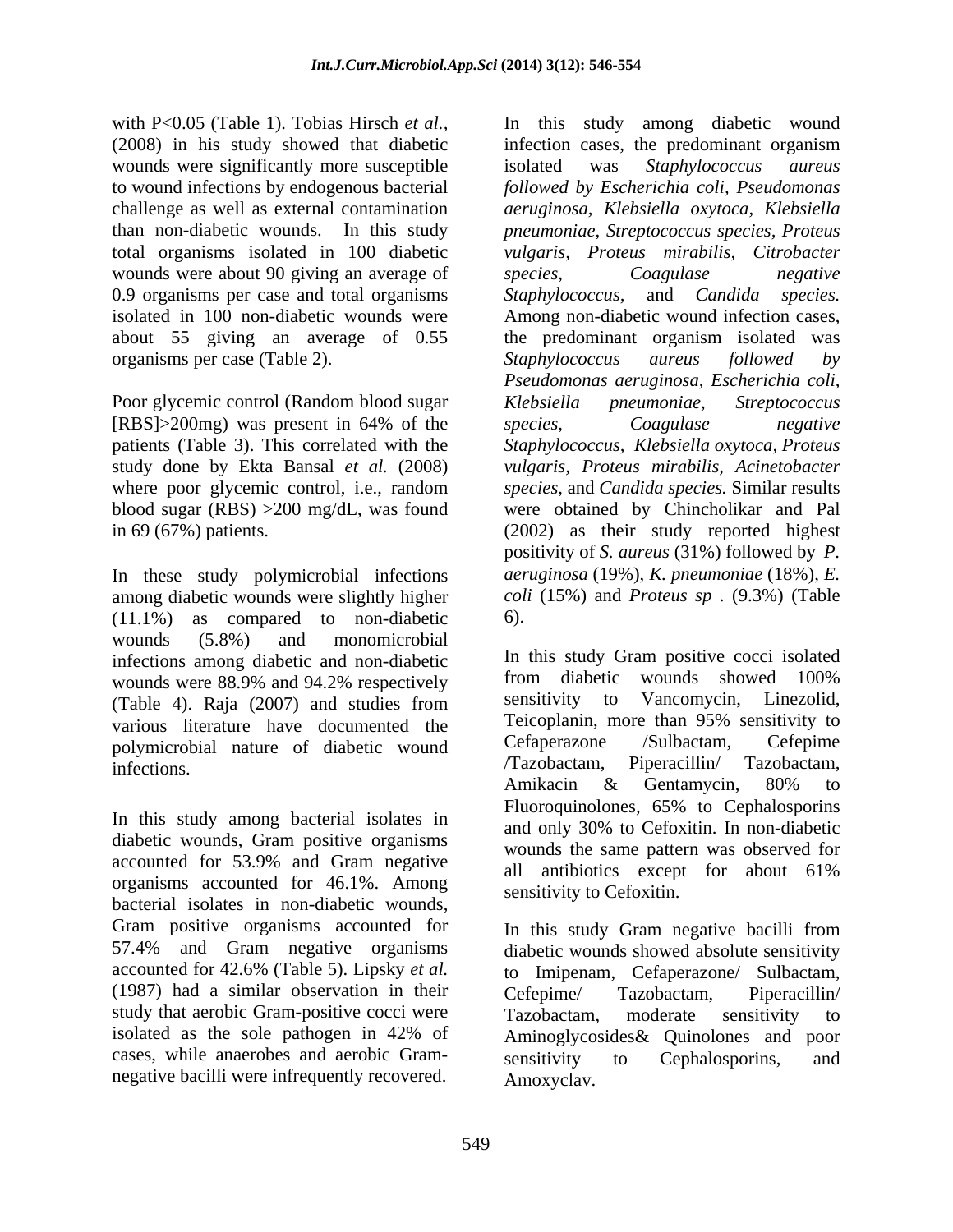with $P<0.05$ (Table 1). Tobias Hirsch *et al.*, (2008) in his study showed that diabetic wounds were significantly more susceptible to wound infections by endogenous bacterial challenge as well as external contamination than non-diabetic wounds. In this study total organisms isolated in 100 diabetic wounds were about 90 giving an average of 0.9 organisms per case and total organisms isolated in 100 non-diabetic wounds were about 55 giving an average of 0.55 organisms per case (Table 2).

Poor glycemic control (Random blood sugar [RBS]>200mg) was present in 64% of the patients (Table 3). This correlated with the study done by Ekta Bansal *et al.* (2008) where poor glycemic control, i.e., random blood sugar (RBS) >200 mg/dL, was found in 69 (67%) patients.

In these study polymicrobial infections among diabetic wounds were slightly higher (11.1%) as compared to non-diabetic wounds (5.8%) and monomicrobial infections among diabetic and non-diabetic wounds were 88.9% and 94.2% respectively (Table 4). Raja (2007) and studies from various literature have documented the polymicrobial nature of diabetic wound infections.

In this study among bacterial isolates in diabetic wounds, Gram positive organisms accounted for 53.9% and Gram negative organisms accounted for 46.1%. Among bacterial isolates in non-diabetic wounds, Gram positive organisms accounted for 57.4% and Gram negative organisms accounted for 42.6% (Table 5). Lipsky *et al.* (1987) had a similar observation in their study that aerobic Gram-positive cocci were isolated as the sole pathogen in 42% of cases, while anaerobes and aerobic Gram-negative bacilli were infrequently recovered.

In this study among diabetic wound infection cases, the predominant organism isolated was *Staphylococcus aureus followed by Escherichia coli*, *Pseudomonas aeruginosa*, *Klebsiella oxytoca*, *Klebsiella pneumoniae*, *Streptococcus species*, *Proteus vulgaris*, *Proteus mirabilis*, *Citrobacter species*, *Coagulase negative Staphylococcus*, and *Candida species.* Among non-diabetic wound infection cases, the predominant organism isolated was *Staphylococcus aureus followed by Pseudomonas aeruginosa*, *Escherichia coli*, *Klebsiella pneumoniae*, *Streptococcus species*, *Coagulase negative Staphylococcus*, *Klebsiella oxytoca*, *Proteus vulgaris*, *Proteus mirabilis*, *Acinetobacter species*, and *Candida species.* Similar results were obtained by Chincholikar and Pal (2002) as their study reported highest positivity of *S. aureus* (31%) followed by *P. aeruginosa* (19%), *K. pneumoniae* (18%), *E. coli* (15%) and *Proteus sp* . (9.3%) (Table 6).

In this study Gram positive cocci isolated from diabetic wounds showed 100% sensitivity to Vancomycin, Linezolid, Teicoplanin, more than 95% sensitivity to Cefaperazone /Sulbactam, Cefepime /Tazobactam, Piperacillin/ Tazobactam, Amikacin & Gentamycin, 80% to Fluoroquinolones, 65% to Cephalosporins and only 30% to Cefoxitin. In non-diabetic wounds the same pattern was observed for all antibiotics except for about 61% sensitivity to Cefoxitin.

In this study Gram negative bacilli from diabetic wounds showed absolute sensitivity to Imipenam, Cefaperazone/ Sulbactam, Cefepime/ Tazobactam, Piperacillin/ Tazobactam, moderate sensitivity to Aminoglycosides& Quinolones and poor sensitivity to Cephalosporins, and Amoxyclav.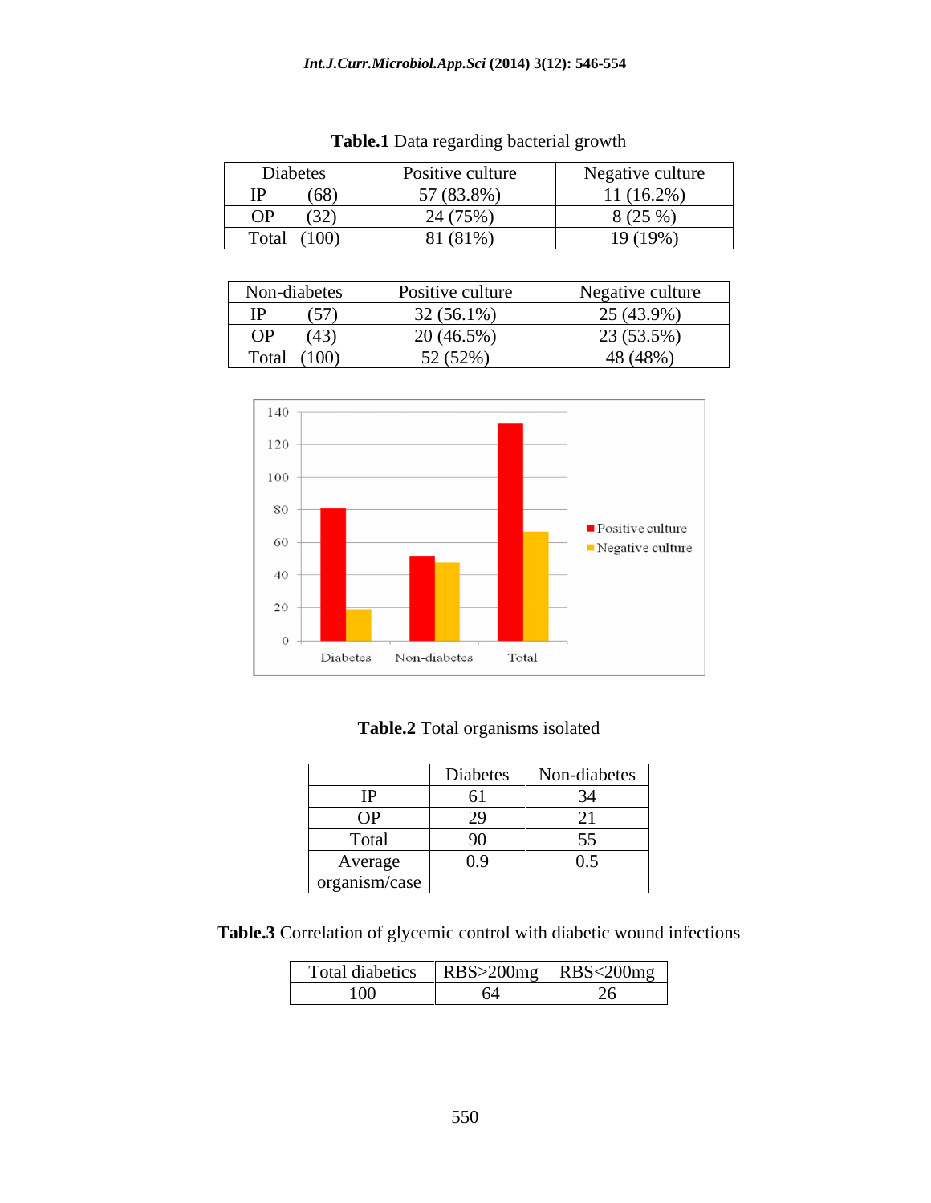**Table.1** Data regarding bacterial growth

| Diabetes | Positive culture | Negative culture |
|---|---|---|
| IP (68) | 57 (83.8%) | 11 (16.2%) |
| OP (32) | 24 (75%) | 8 (25 %) |
| Total (100) | 81 (81%) | 19 (19%) |

| Non-diabetes | Positive culture | Negative culture |
|---|---|---|
| IP (57) | 32 (56.1%) | 25 (43.9%) |
| OP (43) | 20 (46.5%) | 23 (53.5%) |
| Total (100) | 52 (52%) | 48 (48%) |

**Table.2** Total organisms isolated

| | Diabetes | Non-diabetes |
|---|---|---|
| IP | 61 | 34 |
| OP | 29 | 21 |
| Total | 90 | 55 |
| Average organism/case | 0.9 | 0.5 |

**Table.3** Correlation of glycemic control with diabetic wound infections

| Total diabetics | RBS>200mg | RBS<200mg |
|---|---|---|
| 100 | 64 | 26 |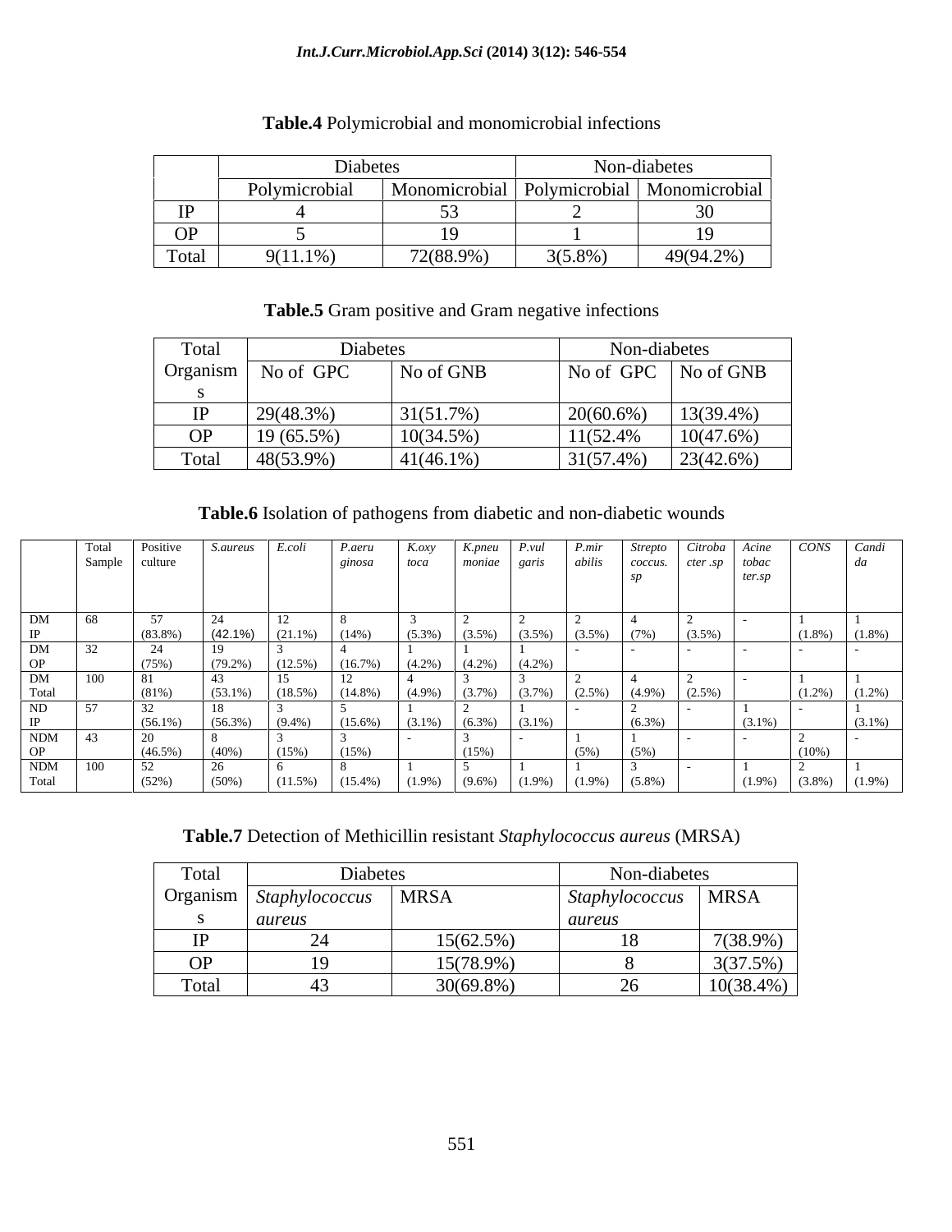**Table.4** Polymicrobial and monomicrobial infections

| | Diabetes | | Non-diabetes | |
|---|---|---|---|---|
| | Polymicrobial | Monomicrobial | Polymicrobial | Monomicrobial |
| IP | 4 | 53 | 2 | 30 |
| OP | 5 | 19 | 1 | 19 |
| Total | 9(11.1%) | 72(88.9%) | 3(5.8%) | 49(94.2%) |

**Table.5** Gram positive and Gram negative infections

| Total Organisms | Diabetes | | Non-diabetes | |
|---|---|---|---|---|
| | No of GPC | No of GNB | No of GPC | No of GNB |
| IP | 29(48.3%) | 31(51.7%) | 20(60.6%) | 13(39.4%) |
| OP | 19 (65.5%) | 10(34.5%) | 11(52.4% | 10(47.6%) |
| Total | 48(53.9%) | 41(46.1%) | 31(57.4%) | 23(42.6%) |

**Table.6** Isolation of pathogens from diabetic and non-diabetic wounds

| | Total Sample | Positive culture | *S.aureus* | *E.coli* | *P.aeruginosa* | *K.oxytoca* | *K.pneumoniae* | *P.vulgaris* | *P.mirabilis* | *Streptococcus. sp* | *Citrobacter .sp* | *Acinetobacter.sp* | *CONS* | *Candida* |
|---|---|---|---|---|---|---|---|---|---|---|---|---|---|---|
| DM IP | 68 | 57 (83.8%) | 24 (42.1%) | 12 (21.1%) | 8 (14%) | 3 (5.3%) | 2 (3.5%) | 2 (3.5%) | 2 (3.5%) | 4 (7%) | 2 (3.5%) | - | 1 (1.8%) | 1 (1.8%) |
| DM OP | 32 | 24 (75%) | 19 (79.2%) | 3 (12.5%) | 4 (16.7%) | 1 (4.2%) | 1 (4.2%) | 1 (4.2%) | - | - | - | - | - | - |
| DM Total | 100 | 81 (81%) | 43 (53.1%) | 15 (18.5%) | 12 (14.8%) | 4 (4.9%) | 3 (3.7%) | 3 (3.7%) | 2 (2.5%) | 4 (4.9%) | 2 (2.5%) | - | 1 (1.2%) | 1 (1.2%) |
| ND IP | 57 | 32 (56.1%) | 18 (56.3%) | 3 (9.4%) | 5 (15.6%) | 1 (3.1%) | 2 (6.3%) | 1 (3.1%) | - | 2 (6.3%) | - | 1 (3.1%) | - | 1 (3.1%) |
| NDM OP | 43 | 20 (46.5%) | 8 (40%) | 3 (15%) | 3 (15%) | - | 3 (15%) | - | 1 (5%) | 1 (5%) | - | - | 2 (10%) | - |
| NDM Total | 100 | 52 (52%) | 26 (50%) | 6 (11.5%) | 8 (15.4%) | 1 (1.9%) | 5 (9.6%) | 1 (1.9%) | 1 (1.9%) | 3 (5.8%) | - | 1 (1.9%) | 2 (3.8%) | 1 (1.9%) |

**Table.7** Detection of Methicillin resistant *Staphylococcus aureus* (MRSA)

| Total Organisms | Diabetes | | Non-diabetes | |
|---|---|---|---|---|
| | *Staphylococcus aureus* | MRSA | *Staphylococcus aureus* | MRSA |
| IP | 24 | 15(62.5%) | 18 | 7(38.9%) |
| OP | 19 | 15(78.9%) | 8 | 3(37.5%) |
| Total | 43 | 30(69.8%) | 26 | 10(38.4%) |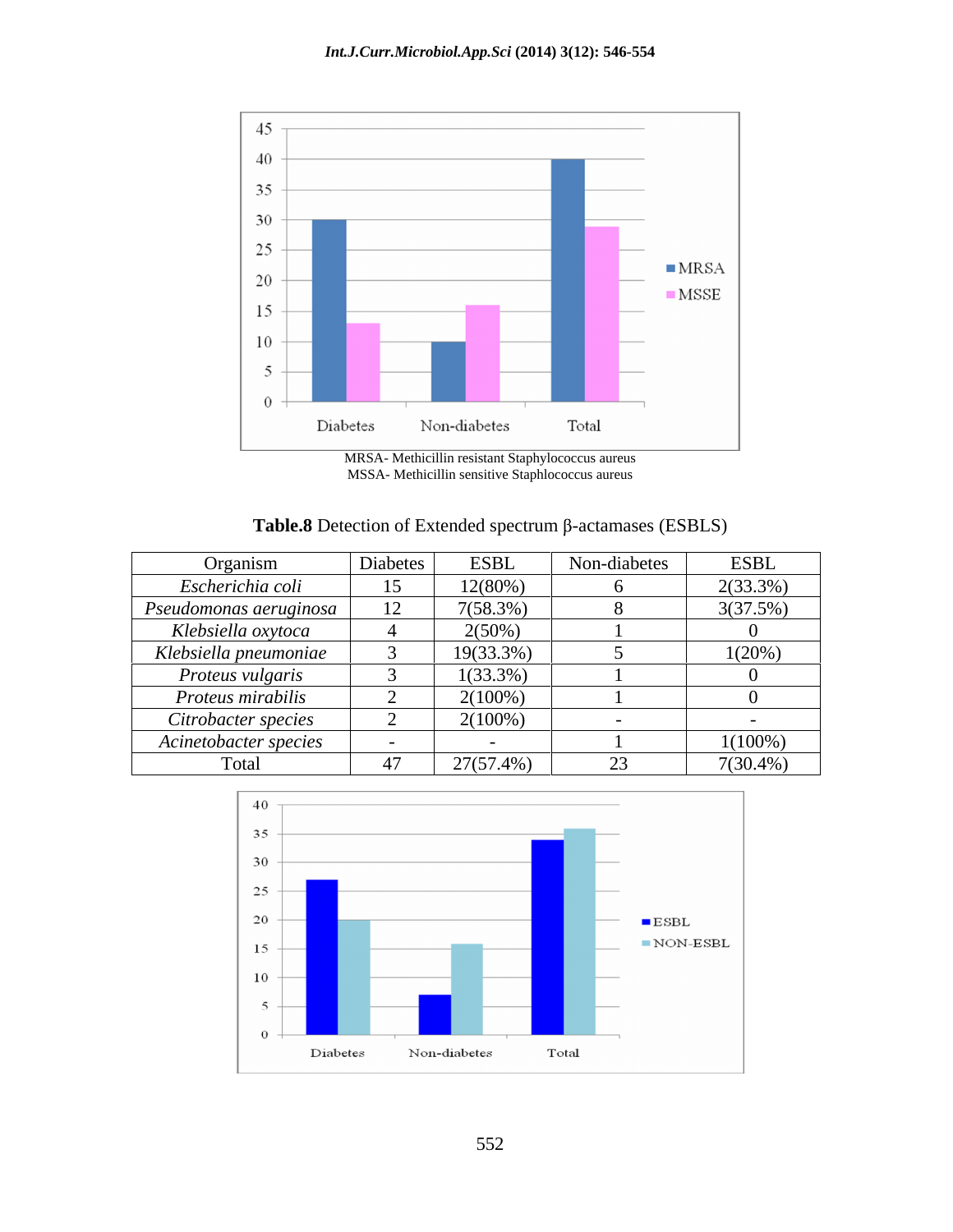MRSA- Methicillin resistant Staphylococcus aureus
MSSA- Methicillin sensitive Staphlococcus aureus

**Table.8** Detection of Extended spectrum β-actamases (ESBLS)

| Organism | Diabetes | ESBL | Non-diabetes | ESBL |
|---|---|---|---|---|
| *Escherichia coli* | 15 | 12(80%) | 6 | 2(33.3%) |
| *Pseudomonas aeruginosa* | 12 | 7(58.3%) | 8 | 3(37.5%) |
| *Klebsiella oxytoca* | 4 | 2(50%) | 1 | 0 |
| *Klebsiella pneumoniae* | 3 | 19(33.3%) | 5 | 1(20%) |
| *Proteus vulgaris* | 3 | 1(33.3%) | 1 | 0 |
| *Proteus mirabilis* | 2 | 2(100%) | 1 | 0 |
| *Citrobacter species* | 2 | 2(100%) | - | - |
| *Acinetobacter species* | - | - | 1 | 1(100%) |
| Total | 47 | 27(57.4%) | 23 | 7(30.4%) |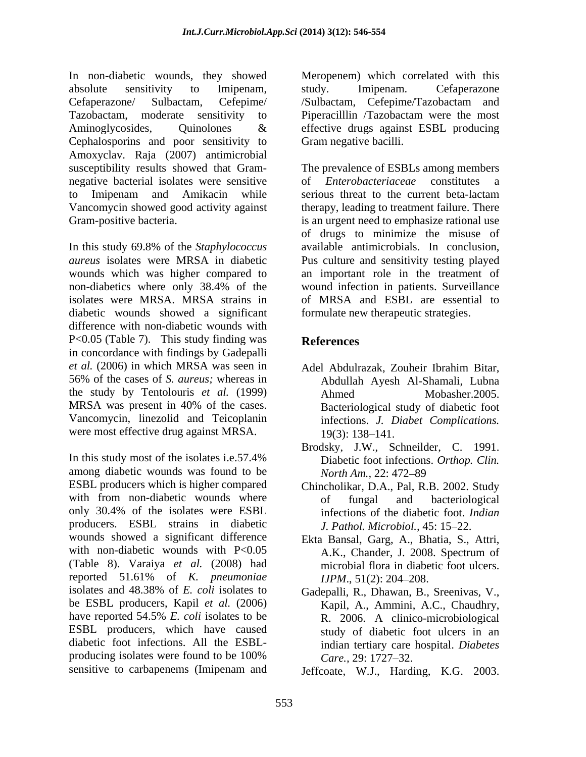In non-diabetic wounds, they showed absolute sensitivity to Imipenam, Cefaperazone/ Sulbactam, Cefepime/ Tazobactam, moderate sensitivity to Aminoglycosides, Quinolones & Cephalosporins and poor sensitivity to Amoxyclav. Raja (2007) antimicrobial susceptibility results showed that Gram-negative bacterial isolates were sensitive to Imipenam and Amikacin while Vancomycin showed good activity against Gram-positive bacteria.

In this study 69.8% of the *Staphylococcus aureus* isolates were MRSA in diabetic wounds which was higher compared to non-diabetics where only 38.4% of the isolates were MRSA. MRSA strains in diabetic wounds showed a significant difference with non-diabetic wounds with $P<0.05$ (Table 7). This study finding was in concordance with findings by Gadepalli *et al.* (2006) in which MRSA was seen in 56% of the cases of *S. aureus;* whereas in the study by Tentolouris *et al.* (1999) MRSA was present in 40% of the cases. Vancomycin, linezolid and Teicoplanin were most effective drug against MRSA.

In this study most of the isolates i.e.57.4% among diabetic wounds was found to be ESBL producers which is higher compared with from non-diabetic wounds where only 30.4% of the isolates were ESBL producers. ESBL strains in diabetic wounds showed a significant difference with non-diabetic wounds with $P<0.05$ (Table 8). Varaiya *et al.* (2008) had reported 51.61% of *K. pneumoniae* isolates and 48.38% of *E. coli* isolates to be ESBL producers, Kapil *et al.* (2006) have reported 54.5% *E. coli* isolates to be ESBL producers, which have caused diabetic foot infections. All the ESBL-producing isolates were found to be 100% sensitive to carbapenems (Imipenam and Meropenem) which correlated with this study. Imipenam. Cefaperazone /Sulbactam, Cefepime/Tazobactam and Piperacilllin /Tazobactam were the most effective drugs against ESBL producing Gram negative bacilli.

The prevalence of ESBLs among members of *Enterobacteriaceae* constitutes a serious threat to the current beta-lactam therapy, leading to treatment failure. There is an urgent need to emphasize rational use of drugs to minimize the misuse of available antimicrobials. In conclusion, Pus culture and sensitivity testing played an important role in the treatment of wound infection in patients. Surveillance of MRSA and ESBL are essential to formulate new therapeutic strategies.

## References

Adel Abdulrazak, Zouheir Ibrahim Bitar, Abdullah Ayesh Al-Shamali, Lubna Ahmed Mobasher.2005. Bacteriological study of diabetic foot infections. *J. Diabet Complications.* 19(3): 138–141.

Brodsky, J.W., Schneilder, C. 1991. Diabetic foot infections. *Orthop. Clin. North Am.,* 22: 472–89

Chincholikar, D.A., Pal, R.B. 2002. Study of fungal and bacteriological infections of the diabetic foot. *Indian J. Pathol. Microbiol.,* 45: 15–22.

Ekta Bansal, Garg, A., Bhatia, S., Attri, A.K., Chander, J. 2008. Spectrum of microbial flora in diabetic foot ulcers. *IJPM*., 51(2): 204–208.

Gadepalli, R., Dhawan, B., Sreenivas, V., Kapil, A., Ammini, A.C., Chaudhry, R. 2006. A clinico-microbiological study of diabetic foot ulcers in an indian tertiary care hospital. *Diabetes Care.,* 29: 1727–32.

Jeffcoate, W.J., Harding, K.G. 2003.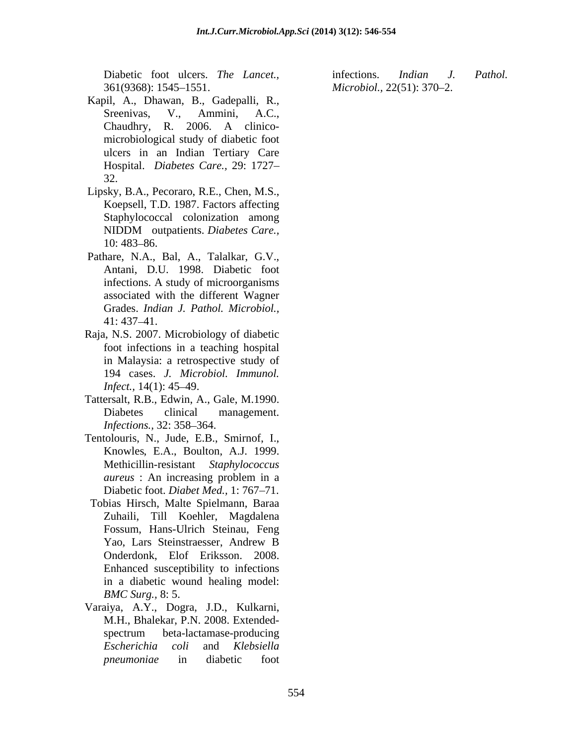Diabetic foot ulcers. *The Lancet.,* 361(9368): 1545–1551.

Kapil, A., Dhawan, B., Gadepalli, R., Sreenivas, V., Ammini, A.C., Chaudhry, R. 2006. A clinico-microbiological study of diabetic foot ulcers in an Indian Tertiary Care Hospital. *Diabetes Care.,* 29: 1727–32.

Lipsky, B.A., Pecoraro, R.E., Chen, M.S., Koepsell, T.D. 1987. Factors affecting Staphylococcal colonization among NIDDM outpatients. *Diabetes Care.,* 10: 483–86.

Pathare, N.A., Bal, A., Talalkar, G.V., Antani, D.U. 1998. Diabetic foot infections. A study of microorganisms associated with the different Wagner Grades. *Indian J. Pathol. Microbiol.,* 41: 437–41.

Raja, N.S. 2007. Microbiology of diabetic foot infections in a teaching hospital in Malaysia: a retrospective study of 194 cases. *J. Microbiol. Immunol. Infect.,* 14(1): 45–49.

Tattersalt, R.B., Edwin, A., Gale, M.1990. Diabetes clinical management. *Infections.,* 32: 358–364.

Tentolouris, N., Jude, E.B., Smirnof, I., Knowles, E.A., Boulton, A.J. 1999. Methicillin-resistant *Staphylococcus aureus* : An increasing problem in a Diabetic foot. *Diabet Med.,* 1: 767–71.

Tobias Hirsch, Malte Spielmann, Baraa Zuhaili, Till Koehler, Magdalena Fossum, Hans-Ulrich Steinau, Feng Yao, Lars Steinstraesser, Andrew B Onderdonk, Elof Eriksson. 2008. Enhanced susceptibility to infections in a diabetic wound healing model: *BMC Surg.,* 8: 5.

Varaiya, A.Y., Dogra, J.D., Kulkarni, M.H., Bhalekar, P.N. 2008. Extended-spectrum beta-lactamase-producing *Escherichia coli* and *Klebsiella pneumoniae* in diabetic foot infections. *Indian J. Pathol. Microbiol.,* 22(51): 370–2.